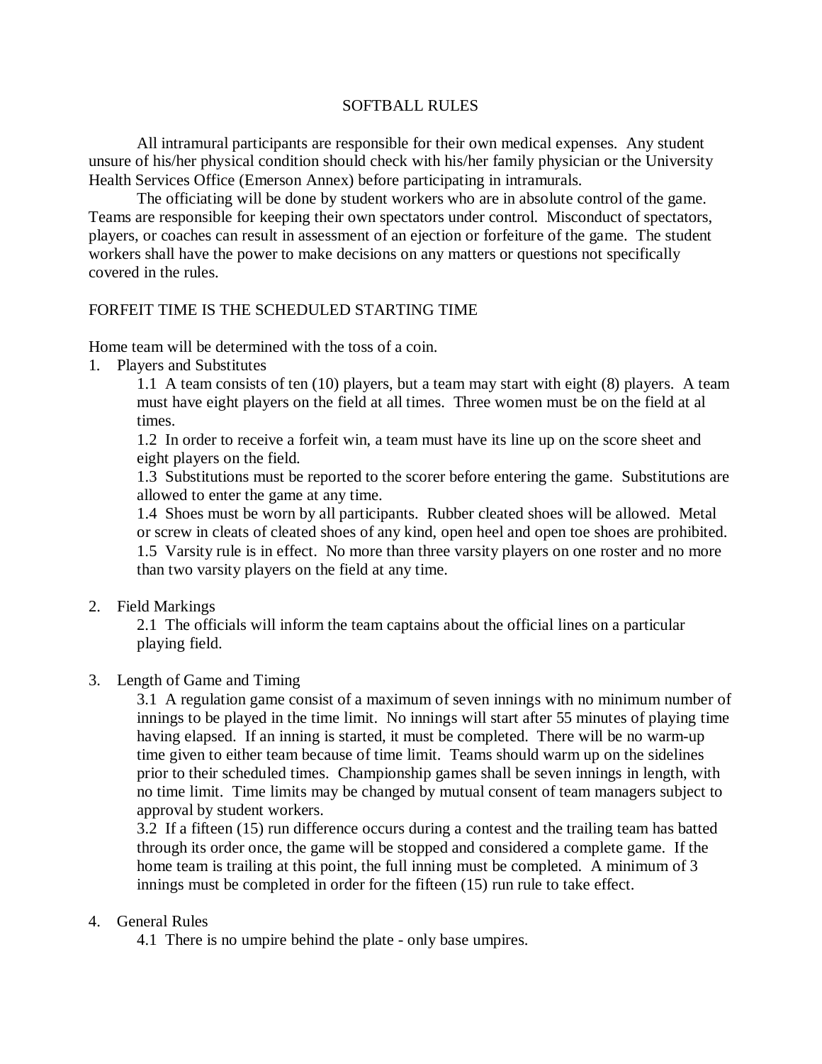# SOFTBALL RULES

All intramural participants are responsible for their own medical expenses. Any student unsure of his/her physical condition should check with his/her family physician or the University Health Services Office (Emerson Annex) before participating in intramurals.

The officiating will be done by student workers who are in absolute control of the game. Teams are responsible for keeping their own spectators under control. Misconduct of spectators, players, or coaches can result in assessment of an ejection or forfeiture of the game. The student workers shall have the power to make decisions on any matters or questions not specifically covered in the rules.

FORFEIT TIME IS THE SCHEDULED STARTING TIME

Home team will be determined with the toss of a coin.

1. Players and Substitutes

    1.1 A team consists of ten (10) players, but a team may start with eight (8) players. A team must have eight players on the field at all times. Three women must be on the field at al times.

    1.2 In order to receive a forfeit win, a team must have its line up on the score sheet and eight players on the field.

    1.3 Substitutions must be reported to the scorer before entering the game. Substitutions are allowed to enter the game at any time.

    1.4 Shoes must be worn by all participants. Rubber cleated shoes will be allowed. Metal or screw in cleats of cleated shoes of any kind, open heel and open toe shoes are prohibited.

    1.5 Varsity rule is in effect. No more than three varsity players on one roster and no more than two varsity players on the field at any time.

2. Field Markings

    2.1 The officials will inform the team captains about the official lines on a particular playing field.

3. Length of Game and Timing

    3.1 A regulation game consist of a maximum of seven innings with no minimum number of innings to be played in the time limit. No innings will start after 55 minutes of playing time having elapsed. If an inning is started, it must be completed. There will be no warm-up time given to either team because of time limit. Teams should warm up on the sidelines prior to their scheduled times. Championship games shall be seven innings in length, with no time limit. Time limits may be changed by mutual consent of team managers subject to approval by student workers.

    3.2 If a fifteen (15) run difference occurs during a contest and the trailing team has batted through its order once, the game will be stopped and considered a complete game. If the home team is trailing at this point, the full inning must be completed. A minimum of 3 innings must be completed in order for the fifteen (15) run rule to take effect.

4. General Rules

    4.1 There is no umpire behind the plate - only base umpires.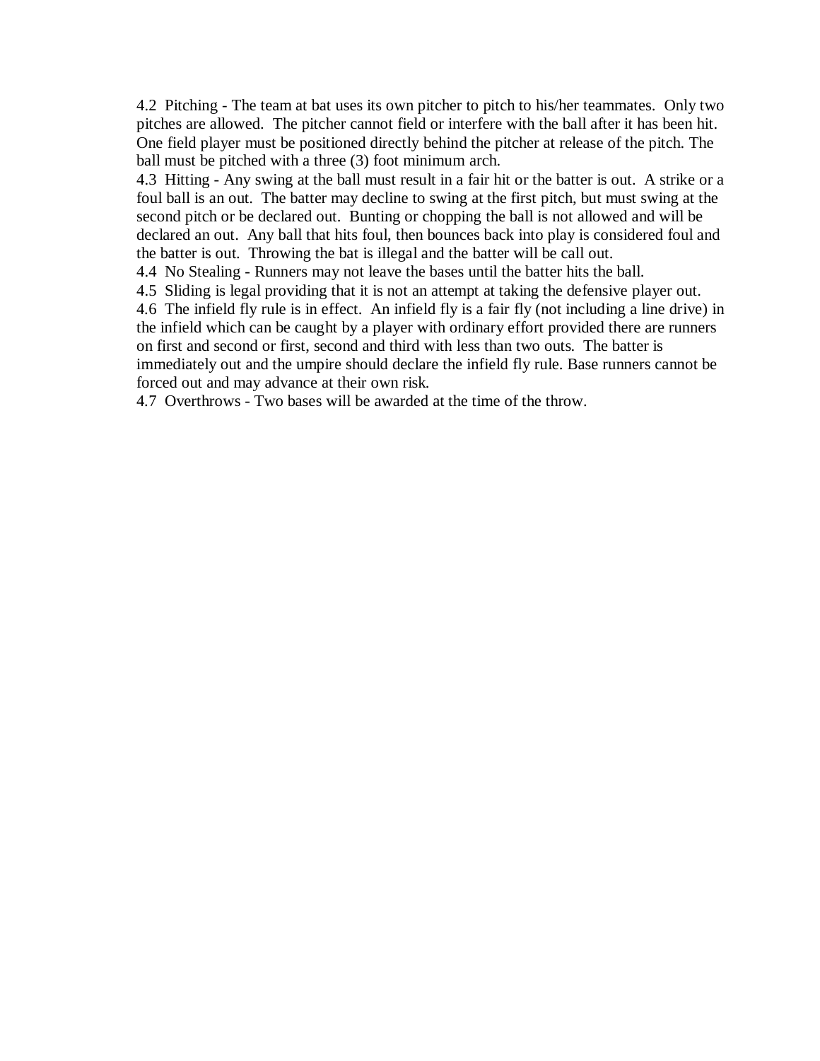4.2 Pitching - The team at bat uses its own pitcher to pitch to his/her teammates. Only two pitches are allowed. The pitcher cannot field or interfere with the ball after it has been hit. One field player must be positioned directly behind the pitcher at release of the pitch. The ball must be pitched with a three (3) foot minimum arch.

4.3 Hitting - Any swing at the ball must result in a fair hit or the batter is out. A strike or a foul ball is an out. The batter may decline to swing at the first pitch, but must swing at the second pitch or be declared out. Bunting or chopping the ball is not allowed and will be declared an out. Any ball that hits foul, then bounces back into play is considered foul and the batter is out. Throwing the bat is illegal and the batter will be call out.

4.4 No Stealing - Runners may not leave the bases until the batter hits the ball.

4.5 Sliding is legal providing that it is not an attempt at taking the defensive player out.

4.6 The infield fly rule is in effect. An infield fly is a fair fly (not including a line drive) in the infield which can be caught by a player with ordinary effort provided there are runners on first and second or first, second and third with less than two outs. The batter is immediately out and the umpire should declare the infield fly rule. Base runners cannot be forced out and may advance at their own risk.

4.7 Overthrows - Two bases will be awarded at the time of the throw.